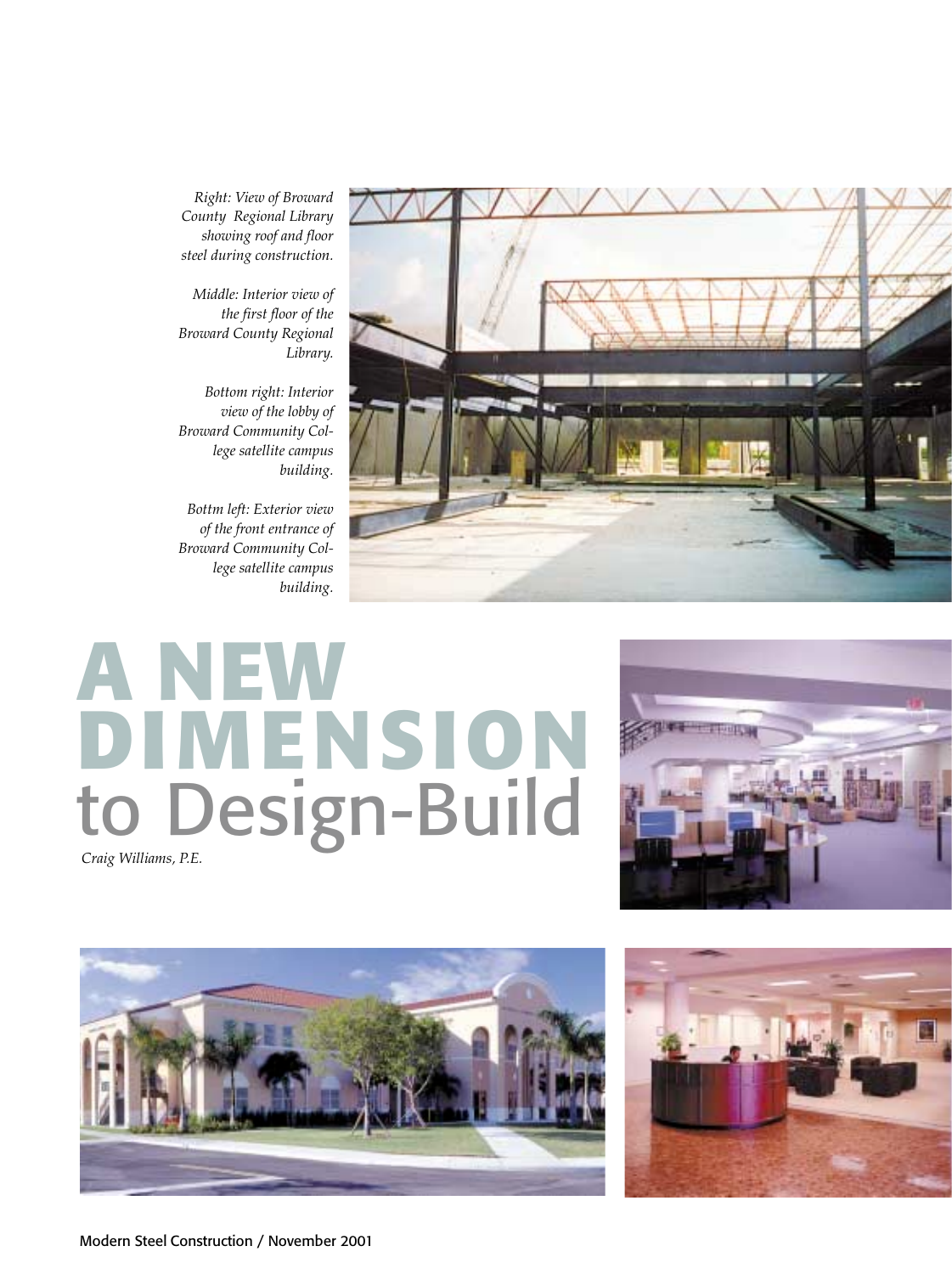*Right: View of Broward County Regional Library showing roof and floor steel during construction.*

*Middle: Interior view of the first floor of the Broward County Regional Library.*

*Bottom right: Interior view of the lobby of Broward Community College satellite campus building.*

*Bottm left: Exterior view of the front entrance of Broward Community College satellite campus building.*

# A NEW DIMENSION to Design-Build

*Craig Williams, P.E.*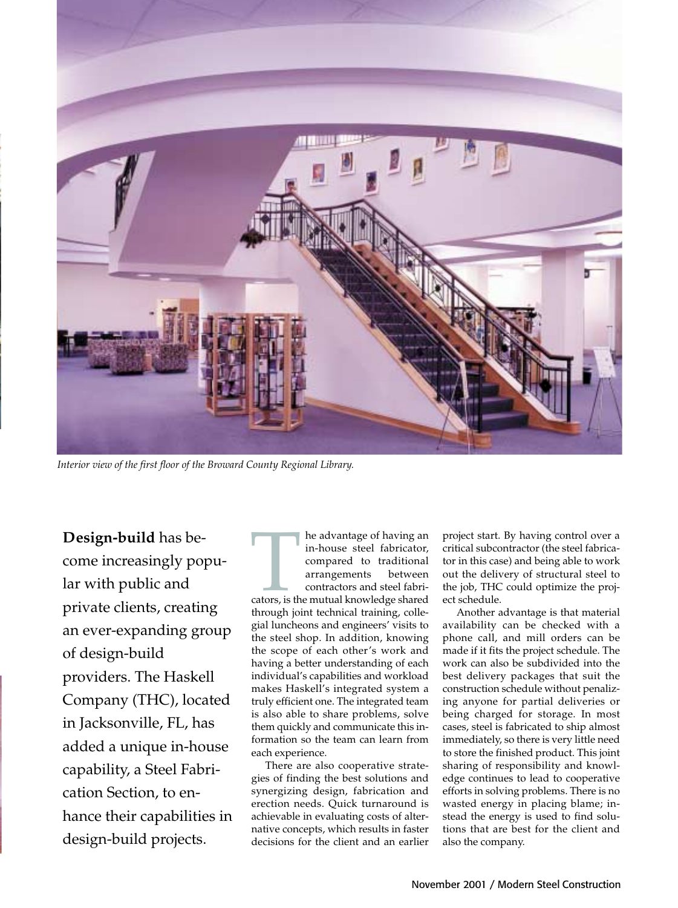*Interior view of the first floor of the Broward County Regional Library.*

**Design-build** has become increasingly popular with public and private clients, creating an ever-expanding group of design-build providers. The Haskell Company (THC), located in Jacksonville, FL, has added a unique in-house capability, a Steel Fabrication Section, to enhance their capabilities in design-build projects.

The advantage of having an in-house steel fabricator, compared to traditional arrangements between contractors and steel fabricators, is the mutual knowledge shared through joint technical training, collegial luncheons and engineers' visits to the steel shop. In addition, knowing the scope of each other's work and having a better understanding of each individual's capabilities and workload makes Haskell's integrated system a truly efficient one. The integrated team is also able to share problems, solve them quickly and communicate this information so the team can learn from each experience.

There are also cooperative strategies of finding the best solutions and synergizing design, fabrication and erection needs. Quick turnaround is achievable in evaluating costs of alternative concepts, which results in faster decisions for the client and an earlier project start. By having control over a critical subcontractor (the steel fabricator in this case) and being able to work out the delivery of structural steel to the job, THC could optimize the project schedule.

Another advantage is that material availability can be checked with a phone call, and mill orders can be made if it fits the project schedule. The work can also be subdivided into the best delivery packages that suit the construction schedule without penalizing anyone for partial deliveries or being charged for storage. In most cases, steel is fabricated to ship almost immediately, so there is very little need to store the finished product. This joint sharing of responsibility and knowledge continues to lead to cooperative efforts in solving problems. There is no wasted energy in placing blame; instead the energy is used to find solutions that are best for the client and also the company.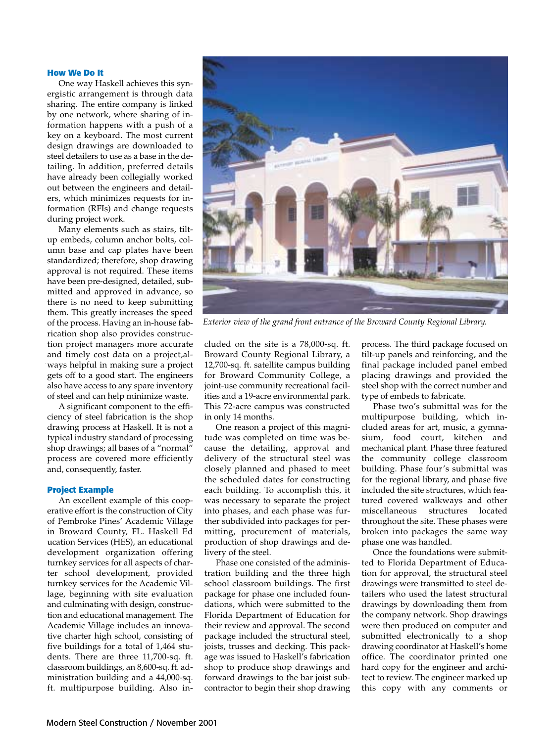## How We Do It

One way Haskell achieves this synergistic arrangement is through data sharing. The entire company is linked by one network, where sharing of information happens with a push of a key on a keyboard. The most current design drawings are downloaded to steel detailers to use as a base in the detailing. In addition, preferred details have already been collegially worked out between the engineers and detailers, which minimizes requests for information (RFIs) and change requests during project work.

Many elements such as stairs, tilt-up embeds, column anchor bolts, column base and cap plates have been standardized; therefore, shop drawing approval is not required. These items have been pre-designed, detailed, submitted and approved in advance, so there is no need to keep submitting them. This greatly increases the speed of the process. Having an in-house fabrication shop also provides construction project managers more accurate and timely cost data on a project,always helpful in making sure a project gets off to a good start. The engineers also have access to any spare inventory of steel and can help minimize waste.

A significant component to the efficiency of steel fabrication is the shop drawing process at Haskell. It is not a typical industry standard of processing shop drawings; all bases of a "normal" process are covered more efficiently and, consequently, faster.

## Project Example

An excellent example of this cooperative effort is the construction of City of Pembroke Pines' Academic Village in Broward County, FL. Haskell Education Services (HES), an educational development organization offering turnkey services for all aspects of charter school development, provided turnkey services for the Academic Village, beginning with site evaluation and culminating with design, construction and educational management. The Academic Village includes an innovative charter high school, consisting of five buildings for a total of 1,464 students. There are three 11,700-sq. ft. classroom buildings, an 8,600-sq. ft. administration building and a 44,000-sq. ft. multipurpose building. Also included on the site is a 78,000-sq. ft. Broward County Regional Library, a 12,700-sq. ft. satellite campus building for Broward Community College, a joint-use community recreational facilities and a 19-acre environmental park. This 72-acre campus was constructed in only 14 months.

One reason a project of this magnitude was completed on time was because the detailing, approval and delivery of the structural steel was closely planned and phased to meet the scheduled dates for constructing each building. To accomplish this, it was necessary to separate the project into phases, and each phase was further subdivided into packages for permitting, procurement of materials, production of shop drawings and delivery of the steel.

Phase one consisted of the administration building and the three high school classroom buildings. The first package for phase one included foundations, which were submitted to the Florida Department of Education for their review and approval. The second package included the structural steel, joists, trusses and decking. This package was issued to Haskell's fabrication shop to produce shop drawings and forward drawings to the bar joist subcontractor to begin their shop drawing process. The third package focused on tilt-up panels and reinforcing, and the final package included panel embed placing drawings and provided the steel shop with the correct number and type of embeds to fabricate.

*Exterior view of the grand front entrance of the Broward County Regional Library.*

Phase two's submittal was for the multipurpose building, which included areas for art, music, a gymnasium, food court, kitchen and mechanical plant. Phase three featured the community college classroom building. Phase four's submittal was for the regional library, and phase five included the site structures, which featured covered walkways and other miscellaneous structures located throughout the site. These phases were broken into packages the same way phase one was handled.

Once the foundations were submitted to Florida Department of Education for approval, the structural steel drawings were transmitted to steel detailers who used the latest structural drawings by downloading them from the company network. Shop drawings were then produced on computer and submitted electronically to a shop drawing coordinator at Haskell's home office. The coordinator printed one hard copy for the engineer and architect to review. The engineer marked up this copy with any comments or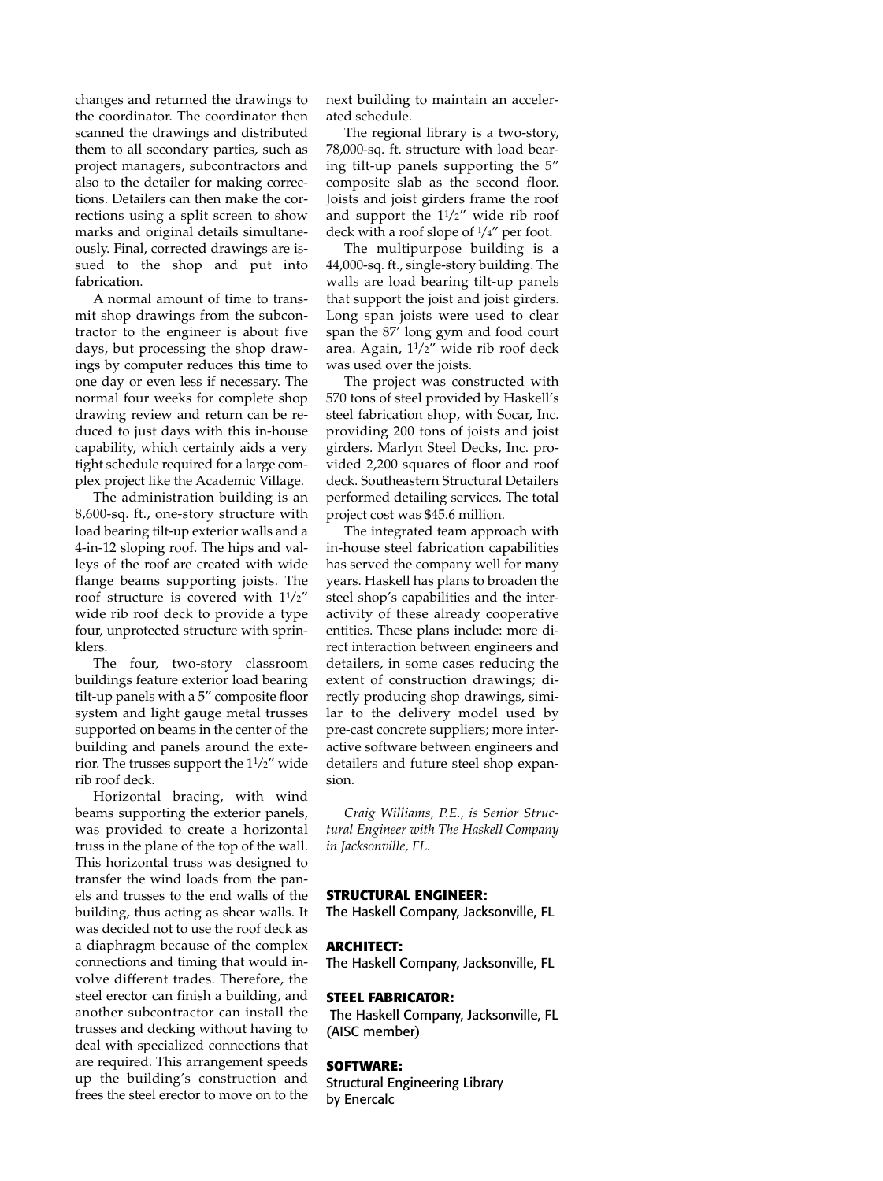changes and returned the drawings to the coordinator. The coordinator then scanned the drawings and distributed them to all secondary parties, such as project managers, subcontractors and also to the detailer for making corrections. Detailers can then make the corrections using a split screen to show marks and original details simultaneously. Final, corrected drawings are issued to the shop and put into fabrication.

A normal amount of time to transmit shop drawings from the subcontractor to the engineer is about five days, but processing the shop drawings by computer reduces this time to one day or even less if necessary. The normal four weeks for complete shop drawing review and return can be reduced to just days with this in-house capability, which certainly aids a very tight schedule required for a large complex project like the Academic Village.

The administration building is an 8,600-sq. ft., one-story structure with load bearing tilt-up exterior walls and a 4-in-12 sloping roof. The hips and valleys of the roof are created with wide flange beams supporting joists. The roof structure is covered with 1½" wide rib roof deck to provide a type four, unprotected structure with sprinklers.

The four, two-story classroom buildings feature exterior load bearing tilt-up panels with a 5" composite floor system and light gauge metal trusses supported on beams in the center of the building and panels around the exterior. The trusses support the 1½" wide rib roof deck.

Horizontal bracing, with wind beams supporting the exterior panels, was provided to create a horizontal truss in the plane of the top of the wall. This horizontal truss was designed to transfer the wind loads from the panels and trusses to the end walls of the building, thus acting as shear walls. It was decided not to use the roof deck as a diaphragm because of the complex connections and timing that would involve different trades. Therefore, the steel erector can finish a building, and another subcontractor can install the trusses and decking without having to deal with specialized connections that are required. This arrangement speeds up the building's construction and frees the steel erector to move on to the next building to maintain an accelerated schedule.

The regional library is a two-story, 78,000-sq. ft. structure with load bearing tilt-up panels supporting the 5" composite slab as the second floor. Joists and joist girders frame the roof and support the 1½" wide rib roof deck with a roof slope of ¼" per foot.

The multipurpose building is a 44,000-sq. ft., single-story building. The walls are load bearing tilt-up panels that support the joist and joist girders. Long span joists were used to clear span the 87' long gym and food court area. Again, 1½" wide rib roof deck was used over the joists.

The project was constructed with 570 tons of steel provided by Haskell's steel fabrication shop, with Socar, Inc. providing 200 tons of joists and joist girders. Marlyn Steel Decks, Inc. provided 2,200 squares of floor and roof deck. Southeastern Structural Detailers performed detailing services. The total project cost was $45.6 million.

The integrated team approach with in-house steel fabrication capabilities has served the company well for many years. Haskell has plans to broaden the steel shop's capabilities and the interactivity of these already cooperative entities. These plans include: more direct interaction between engineers and detailers, in some cases reducing the extent of construction drawings; directly producing shop drawings, similar to the delivery model used by pre-cast concrete suppliers; more interactive software between engineers and detailers and future steel shop expansion.

*Craig Williams, P.E., is Senior Structural Engineer with The Haskell Company in Jacksonville, FL.*

**STRUCTURAL ENGINEER:**
The Haskell Company, Jacksonville, FL

**ARCHITECT:**
The Haskell Company, Jacksonville, FL

**STEEL FABRICATOR:**
The Haskell Company, Jacksonville, FL (AISC member)

**SOFTWARE:**
Structural Engineering Library by Enercalc